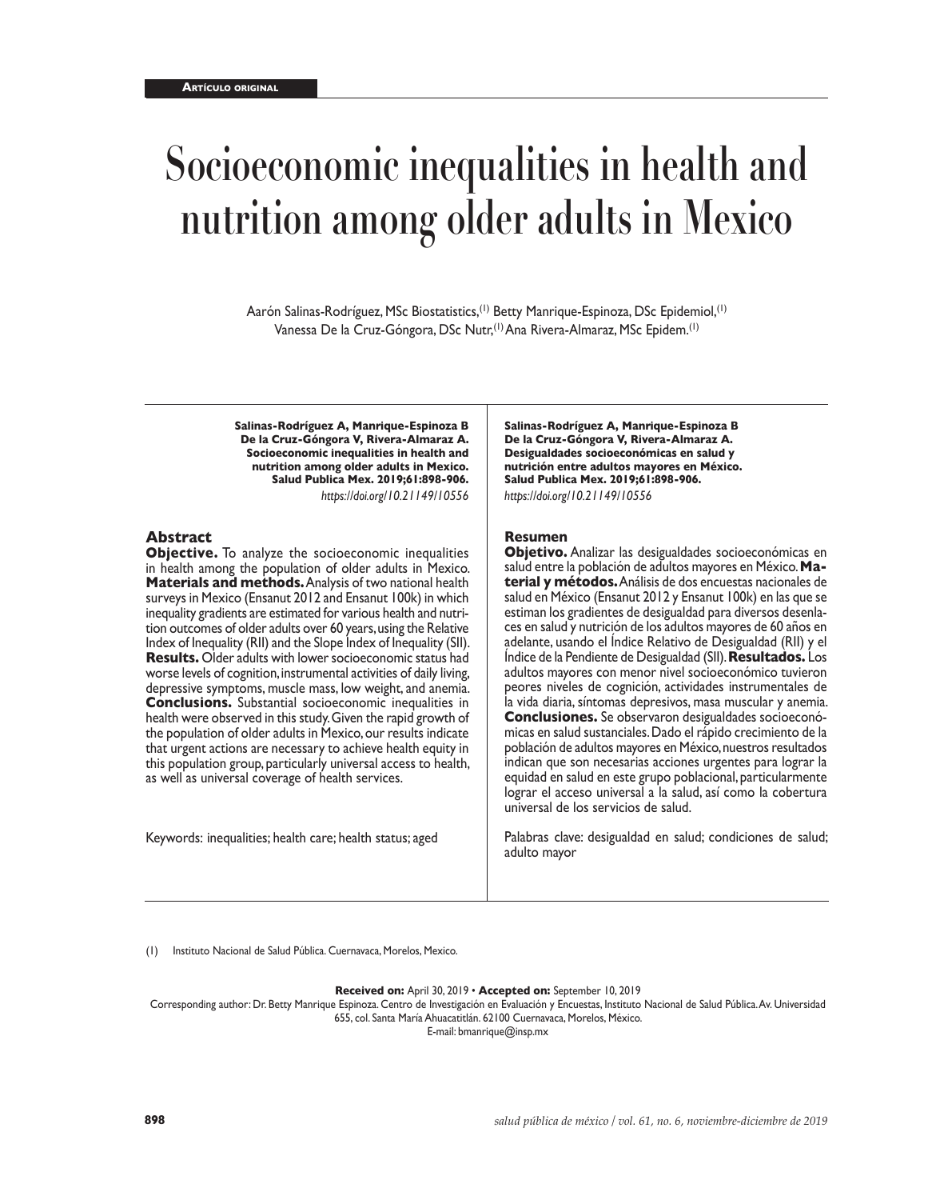**Artículo original**

# Socioeconomic inequalities in health and nutrition among older adults in Mexico

Aarón Salinas-Rodríguez, MSc Biostatistics,[1] Betty Manrique-Espinoza, DSc Epidemiol,[1] Vanessa De la Cruz-Góngora, DSc Nutr,[1] Ana Rivera-Almaraz, MSc Epidem.[1]

**Salinas-Rodríguez A, Manrique-Espinoza B De la Cruz-Góngora V, Rivera-Almaraz A. Socioeconomic inequalities in health and nutrition among older adults in Mexico. Salud Publica Mex. 2019;61:898-906.**
*https://doi.org/10.21149/10556*

## Abstract

**Objective.** To analyze the socioeconomic inequalities in health among the population of older adults in Mexico. **Materials and methods.** Analysis of two national health surveys in Mexico (Ensanut 2012 and Ensanut 100k) in which inequality gradients are estimated for various health and nutrition outcomes of older adults over 60 years, using the Relative Index of Inequality (RII) and the Slope Index of Inequality (SII). **Results.** Older adults with lower socioeconomic status had worse levels of cognition, instrumental activities of daily living, depressive symptoms, muscle mass, low weight, and anemia. **Conclusions.** Substantial socioeconomic inequalities in health were observed in this study. Given the rapid growth of the population of older adults in Mexico, our results indicate that urgent actions are necessary to achieve health equity in this population group, particularly universal access to health, as well as universal coverage of health services.

Keywords: inequalities; health care; health status; aged

**Salinas-Rodríguez A, Manrique-Espinoza B De la Cruz-Góngora V, Rivera-Almaraz A. Desigualdades socioeconómicas en salud y nutrición entre adultos mayores en México. Salud Publica Mex. 2019;61:898-906.**
*https://doi.org/10.21149/10556*

## Resumen

**Objetivo.** Analizar las desigualdades socioeconómicas en salud entre la población de adultos mayores en México. **Material y métodos.** Análisis de dos encuestas nacionales de salud en México (Ensanut 2012 y Ensanut 100k) en las que se estiman los gradientes de desigualdad para diversos desenlaces en salud y nutrición de los adultos mayores de 60 años en adelante, usando el Índice Relativo de Desigualdad (RII) y el Índice de la Pendiente de Desigualdad (SII). **Resultados.** Los adultos mayores con menor nivel socioeconómico tuvieron peores niveles de cognición, actividades instrumentales de la vida diaria, síntomas depresivos, masa muscular y anemia. **Conclusiones.** Se observaron desigualdades socioeconómicas en salud sustanciales. Dado el rápido crecimiento de la población de adultos mayores en México, nuestros resultados indican que son necesarias acciones urgentes para lograr la equidad en salud en este grupo poblacional, particularmente lograr el acceso universal a la salud, así como la cobertura universal de los servicios de salud.

Palabras clave: desigualdad en salud; condiciones de salud; adulto mayor

(1) Instituto Nacional de Salud Pública. Cuernavaca, Morelos, Mexico.

**Received on:** April 30, 2019 • **Accepted on:** September 10, 2019

Corresponding author: Dr. Betty Manrique Espinoza. Centro de Investigación en Evaluación y Encuestas, Instituto Nacional de Salud Pública. Av. Universidad 655, col. Santa María Ahuacatitlán. 62100 Cuernavaca, Morelos, México.

E-mail: bmanrique@insp.mx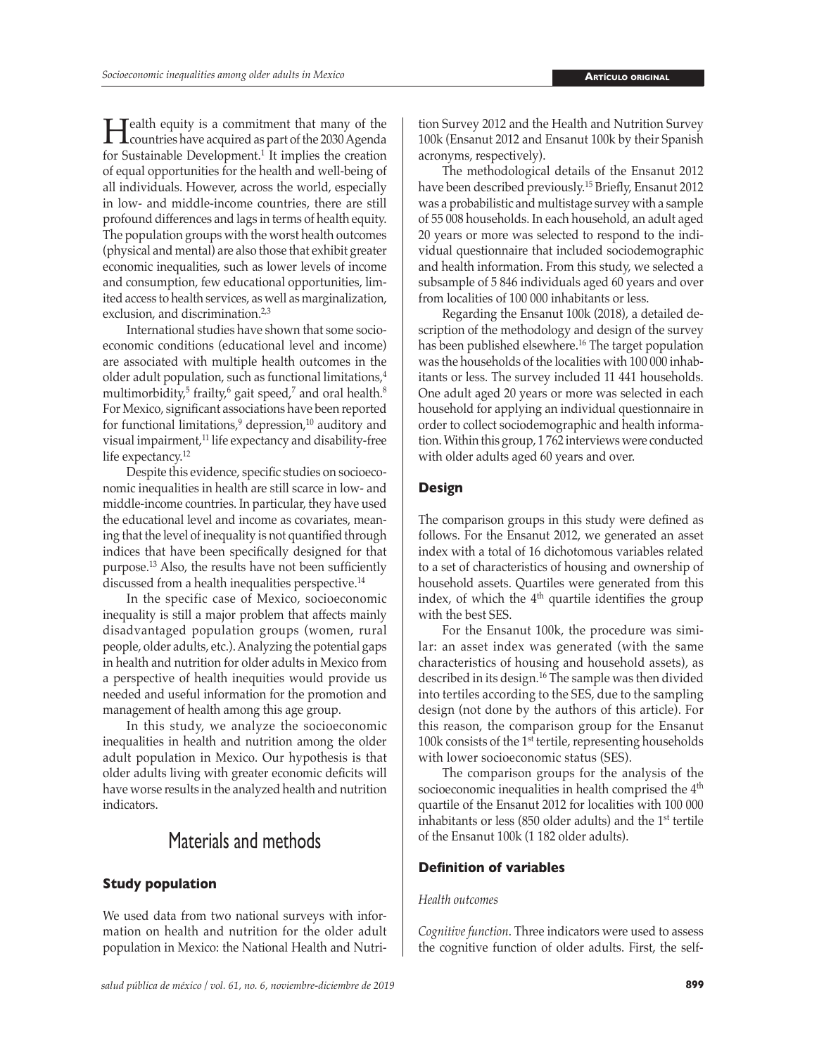Health equity is a commitment that many of the countries have acquired as part of the 2030 Agenda for Sustainable Development.[1] It implies the creation of equal opportunities for the health and well-being of all individuals. However, across the world, especially in low- and middle-income countries, there are still profound differences and lags in terms of health equity. The population groups with the worst health outcomes (physical and mental) are also those that exhibit greater economic inequalities, such as lower levels of income and consumption, few educational opportunities, limited access to health services, as well as marginalization, exclusion, and discrimination.[2,3]

International studies have shown that some socioeconomic conditions (educational level and income) are associated with multiple health outcomes in the older adult population, such as functional limitations,[4] multimorbidity,[5] frailty,[6] gait speed,[7] and oral health.[8] For Mexico, significant associations have been reported for functional limitations,[9] depression,[10] auditory and visual impairment,[11] life expectancy and disability-free life expectancy.[12]

Despite this evidence, specific studies on socioeconomic inequalities in health are still scarce in low- and middle-income countries. In particular, they have used the educational level and income as covariates, meaning that the level of inequality is not quantified through indices that have been specifically designed for that purpose.[13] Also, the results have not been sufficiently discussed from a health inequalities perspective.[14]

In the specific case of Mexico, socioeconomic inequality is still a major problem that affects mainly disadvantaged population groups (women, rural people, older adults, etc.). Analyzing the potential gaps in health and nutrition for older adults in Mexico from a perspective of health inequities would provide us needed and useful information for the promotion and management of health among this age group.

In this study, we analyze the socioeconomic inequalities in health and nutrition among the older adult population in Mexico. Our hypothesis is that older adults living with greater economic deficits will have worse results in the analyzed health and nutrition indicators.

# Materials and methods

## Study population

We used data from two national surveys with information on health and nutrition for the older adult population in Mexico: the National Health and Nutrition Survey 2012 and the Health and Nutrition Survey 100k (Ensanut 2012 and Ensanut 100k by their Spanish acronyms, respectively).

The methodological details of the Ensanut 2012 have been described previously.[15] Briefly, Ensanut 2012 was a probabilistic and multistage survey with a sample of 55 008 households. In each household, an adult aged 20 years or more was selected to respond to the individual questionnaire that included sociodemographic and health information. From this study, we selected a subsample of 5 846 individuals aged 60 years and over from localities of 100 000 inhabitants or less.

Regarding the Ensanut 100k (2018), a detailed description of the methodology and design of the survey has been published elsewhere.[16] The target population was the households of the localities with 100 000 inhabitants or less. The survey included 11 441 households. One adult aged 20 years or more was selected in each household for applying an individual questionnaire in order to collect sociodemographic and health information. Within this group, 1 762 interviews were conducted with older adults aged 60 years and over.

## Design

The comparison groups in this study were defined as follows. For the Ensanut 2012, we generated an asset index with a total of 16 dichotomous variables related to a set of characteristics of housing and ownership of household assets. Quartiles were generated from this index, of which the 4th quartile identifies the group with the best SES.

For the Ensanut 100k, the procedure was similar: an asset index was generated (with the same characteristics of housing and household assets), as described in its design.[16] The sample was then divided into tertiles according to the SES, due to the sampling design (not done by the authors of this article). For this reason, the comparison group for the Ensanut 100k consists of the 1st tertile, representing households with lower socioeconomic status (SES).

The comparison groups for the analysis of the socioeconomic inequalities in health comprised the 4th quartile of the Ensanut 2012 for localities with 100 000 inhabitants or less (850 older adults) and the 1st tertile of the Ensanut 100k (1 182 older adults).

## Definition of variables

*Health outcomes*

*Cognitive function*. Three indicators were used to assess the cognitive function of older adults. First, the self-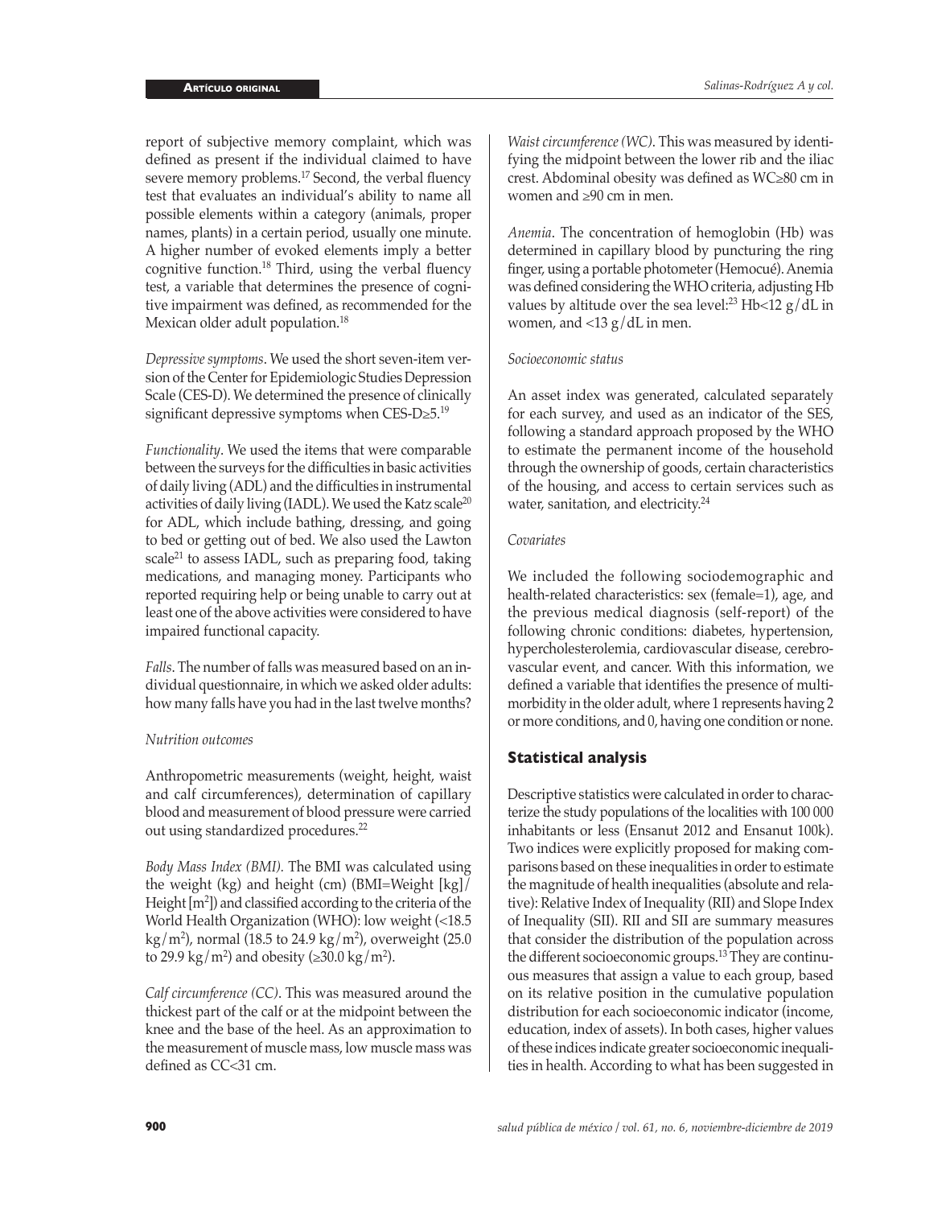report of subjective memory complaint, which was defined as present if the individual claimed to have severe memory problems.[17] Second, the verbal fluency test that evaluates an individual's ability to name all possible elements within a category (animals, proper names, plants) in a certain period, usually one minute. A higher number of evoked elements imply a better cognitive function.[18] Third, using the verbal fluency test, a variable that determines the presence of cognitive impairment was defined, as recommended for the Mexican older adult population.[18]

*Depressive symptoms*. We used the short seven-item version of the Center for Epidemiologic Studies Depression Scale (CES-D). We determined the presence of clinically significant depressive symptoms when CES-D≥5.[19]

*Functionality*. We used the items that were comparable between the surveys for the difficulties in basic activities of daily living (ADL) and the difficulties in instrumental activities of daily living (IADL). We used the Katz scale[20] for ADL, which include bathing, dressing, and going to bed or getting out of bed. We also used the Lawton scale[21] to assess IADL, such as preparing food, taking medications, and managing money. Participants who reported requiring help or being unable to carry out at least one of the above activities were considered to have impaired functional capacity.

*Falls*. The number of falls was measured based on an individual questionnaire, in which we asked older adults: how many falls have you had in the last twelve months?

*Nutrition outcomes*

Anthropometric measurements (weight, height, waist and calf circumferences), determination of capillary blood and measurement of blood pressure were carried out using standardized procedures.[22]

*Body Mass Index (BMI).* The BMI was calculated using the weight (kg) and height (cm) (BMI=Weight [kg]/ Height [$m^2$]) and classified according to the criteria of the World Health Organization (WHO): low weight (<18.5 $kg/m^2$), normal (18.5 to 24.9 $kg/m^2$), overweight (25.0 to 29.9 $kg/m^2$) and obesity (≥30.0 $kg/m^2$).

*Calf circumference (CC)*. This was measured around the thickest part of the calf or at the midpoint between the knee and the base of the heel. As an approximation to the measurement of muscle mass, low muscle mass was defined as CC<31 cm.

*Waist circumference (WC)*. This was measured by identifying the midpoint between the lower rib and the iliac crest. Abdominal obesity was defined as WC≥80 cm in women and ≥90 cm in men.

*Anemia*. The concentration of hemoglobin (Hb) was determined in capillary blood by puncturing the ring finger, using a portable photometer (Hemocué). Anemia was defined considering the WHO criteria, adjusting Hb values by altitude over the sea level:[23] Hb<12 g/dL in women, and <13 g/dL in men.

*Socioeconomic status*

An asset index was generated, calculated separately for each survey, and used as an indicator of the SES, following a standard approach proposed by the WHO to estimate the permanent income of the household through the ownership of goods, certain characteristics of the housing, and access to certain services such as water, sanitation, and electricity.[24]

*Covariates*

We included the following sociodemographic and health-related characteristics: sex (female=1), age, and the previous medical diagnosis (self-report) of the following chronic conditions: diabetes, hypertension, hypercholesterolemia, cardiovascular disease, cerebrovascular event, and cancer. With this information, we defined a variable that identifies the presence of multimorbidity in the older adult, where 1 represents having 2 or more conditions, and 0, having one condition or none.

## Statistical analysis

Descriptive statistics were calculated in order to characterize the study populations of the localities with 100 000 inhabitants or less (Ensanut 2012 and Ensanut 100k). Two indices were explicitly proposed for making comparisons based on these inequalities in order to estimate the magnitude of health inequalities (absolute and relative): Relative Index of Inequality (RII) and Slope Index of Inequality (SII). RII and SII are summary measures that consider the distribution of the population across the different socioeconomic groups.[13] They are continuous measures that assign a value to each group, based on its relative position in the cumulative population distribution for each socioeconomic indicator (income, education, index of assets). In both cases, higher values of these indices indicate greater socioeconomic inequalities in health. According to what has been suggested in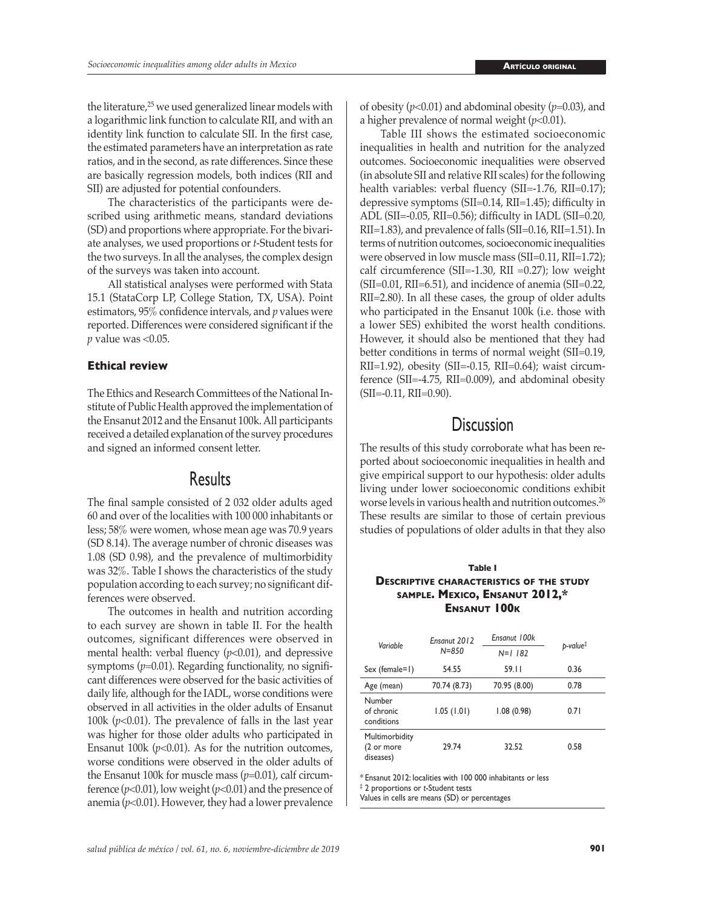the literature,[25] we used generalized linear models with a logarithmic link function to calculate RII, and with an identity link function to calculate SII. In the first case, the estimated parameters have an interpretation as rate ratios, and in the second, as rate differences. Since these are basically regression models, both indices (RII and SII) are adjusted for potential confounders.

The characteristics of the participants were described using arithmetic means, standard deviations (SD) and proportions where appropriate. For the bivariate analyses, we used proportions or *t*-Student tests for the two surveys. In all the analyses, the complex design of the surveys was taken into account.

All statistical analyses were performed with Stata 15.1 (StataCorp LP, College Station, TX, USA). Point estimators, 95% confidence intervals, and *p* values were reported. Differences were considered significant if the *p* value was <0.05.

### Ethical review

The Ethics and Research Committees of the National Institute of Public Health approved the implementation of the Ensanut 2012 and the Ensanut 100k. All participants received a detailed explanation of the survey procedures and signed an informed consent letter.

## Results

The final sample consisted of 2 032 older adults aged 60 and over of the localities with 100 000 inhabitants or less; 58% were women, whose mean age was 70.9 years (SD 8.14). The average number of chronic diseases was 1.08 (SD 0.98), and the prevalence of multimorbidity was 32%. Table I shows the characteristics of the study population according to each survey; no significant differences were observed.

The outcomes in health and nutrition according to each survey are shown in table II. For the health outcomes, significant differences were observed in mental health: verbal fluency ($p<0.01$), and depressive symptoms ($p=0.01$). Regarding functionality, no significant differences were observed for the basic activities of daily life, although for the IADL, worse conditions were observed in all activities in the older adults of Ensanut 100k ($p<0.01$). The prevalence of falls in the last year was higher for those older adults who participated in Ensanut 100k ($p<0.01$). As for the nutrition outcomes, worse conditions were observed in the older adults of the Ensanut 100k for muscle mass ($p=0.01$), calf circumference ($p<0.01$), low weight ($p<0.01$) and the presence of anemia ($p<0.01$). However, they had a lower prevalence of obesity ($p<0.01$) and abdominal obesity ($p=0.03$), and a higher prevalence of normal weight ($p<0.01$).

Table III shows the estimated socioeconomic inequalities in health and nutrition for the analyzed outcomes. Socioeconomic inequalities were observed (in absolute SII and relative RII scales) for the following health variables: verbal fluency (SII=-1.76, RII=0.17); depressive symptoms (SII=0.14, RII=1.45); difficulty in ADL (SII=-0.05, RII=0.56); difficulty in IADL (SII=0.20, RII=1.83), and prevalence of falls (SII=0.16, RII=1.51). In terms of nutrition outcomes, socioeconomic inequalities were observed in low muscle mass (SII=0.11, RII=1.72); calf circumference (SII=-1.30, RII =0.27); low weight (SII=0.01, RII=6.51), and incidence of anemia (SII=0.22, RII=2.80). In all these cases, the group of older adults who participated in the Ensanut 100k (i.e. those with a lower SES) exhibited the worst health conditions. However, it should also be mentioned that they had better conditions in terms of normal weight (SII=0.19, RII=1.92), obesity (SII=-0.15, RII=0.64); waist circumference (SII=-4.75, RII=0.009), and abdominal obesity (SII=-0.11, RII=0.90).

## Discussion

The results of this study corroborate what has been reported about socioeconomic inequalities in health and give empirical support to our hypothesis: older adults living under lower socioeconomic conditions exhibit worse levels in various health and nutrition outcomes.[26] These results are similar to those of certain previous studies of populations of older adults in that they also

**Table I**
**Descriptive characteristics of the study sample. Mexico, Ensanut 2012,\* Ensanut 100k**

| Variable | Ensanut 2012 N=850 | Ensanut 100k N=1 182 | p-value‡ |
|---|---|---|---|
| Sex (female=1) | 54.55 | 59.11 | 0.36 |
| Age (mean) | 70.74 (8.73) | 70.95 (8.00) | 0.78 |
| Number of chronic conditions | 1.05 (1.01) | 1.08 (0.98) | 0.71 |
| Multimorbidity (2 or more diseases) | 29.74 | 32.52 | 0.58 |

\* Ensanut 2012: localities with 100 000 inhabitants or less
‡ 2 proportions or t-Student tests
Values in cells are means (SD) or percentages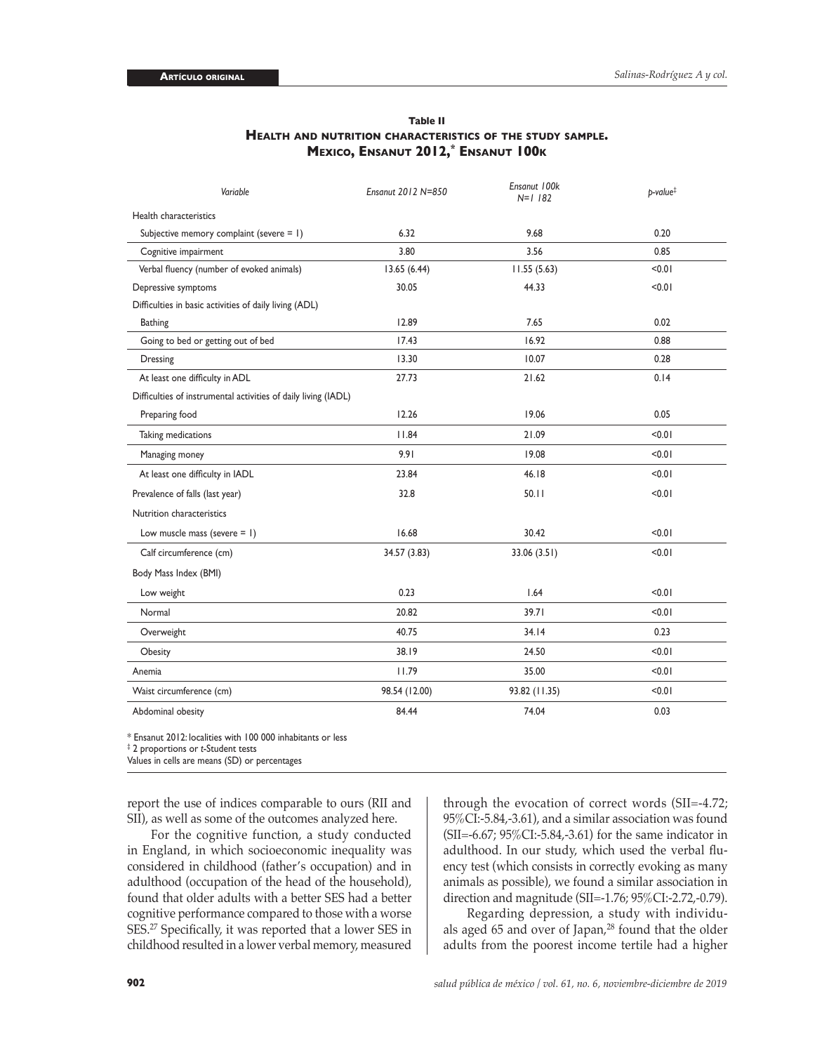**Table II**
**Health and nutrition characteristics of the study sample. Mexico, Ensanut 2012,* Ensanut 100k**

| *Variable* | *Ensanut 2012 N=850* | *Ensanut 100k N=1 182* | *p-value*‡ |
|---|---|---|---|
| Health characteristics | | | |
| Subjective memory complaint (severe = 1) | 6.32 | 9.68 | 0.20 |
| Cognitive impairment | 3.80 | 3.56 | 0.85 |
| Verbal fluency (number of evoked animals) | 13.65 (6.44) | 11.55 (5.63) | <0.01 |
| Depressive symptoms | 30.05 | 44.33 | <0.01 |
| Difficulties in basic activities of daily living (ADL) | | | |
| Bathing | 12.89 | 7.65 | 0.02 |
| Going to bed or getting out of bed | 17.43 | 16.92 | 0.88 |
| Dressing | 13.30 | 10.07 | 0.28 |
| At least one difficulty in ADL | 27.73 | 21.62 | 0.14 |
| Difficulties of instrumental activities of daily living (IADL) | | | |
| Preparing food | 12.26 | 19.06 | 0.05 |
| Taking medications | 11.84 | 21.09 | <0.01 |
| Managing money | 9.91 | 19.08 | <0.01 |
| At least one difficulty in IADL | 23.84 | 46.18 | <0.01 |
| Prevalence of falls (last year) | 32.8 | 50.11 | <0.01 |
| Nutrition characteristics | | | |
| Low muscle mass (severe = 1) | 16.68 | 30.42 | <0.01 |
| Calf circumference (cm) | 34.57 (3.83) | 33.06 (3.51) | <0.01 |
| Body Mass Index (BMI) | | | |
| Low weight | 0.23 | 1.64 | <0.01 |
| Normal | 20.82 | 39.71 | <0.01 |
| Overweight | 40.75 | 34.14 | 0.23 |
| Obesity | 38.19 | 24.50 | <0.01 |
| Anemia | 11.79 | 35.00 | <0.01 |
| Waist circumference (cm) | 98.54 (12.00) | 93.82 (11.35) | <0.01 |
| Abdominal obesity | 84.44 | 74.04 | 0.03 |

* Ensanut 2012: localities with 100 000 inhabitants or less
‡ 2 proportions or *t*-Student tests
Values in cells are means (SD) or percentages

report the use of indices comparable to ours (RII and SII), as well as some of the outcomes analyzed here.

For the cognitive function, a study conducted in England, in which socioeconomic inequality was considered in childhood (father's occupation) and in adulthood (occupation of the head of the household), found that older adults with a better SES had a better cognitive performance compared to those with a worse SES.[27] Specifically, it was reported that a lower SES in childhood resulted in a lower verbal memory, measured through the evocation of correct words (SII=-4.72; 95%CI:-5.84,-3.61), and a similar association was found (SII=-6.67; 95%CI:-5.84,-3.61) for the same indicator in adulthood. In our study, which used the verbal fluency test (which consists in correctly evoking as many animals as possible), we found a similar association in direction and magnitude (SII=-1.76; 95%CI:-2.72,-0.79).

Regarding depression, a study with individuals aged 65 and over of Japan,[28] found that the older adults from the poorest income tertile had a higher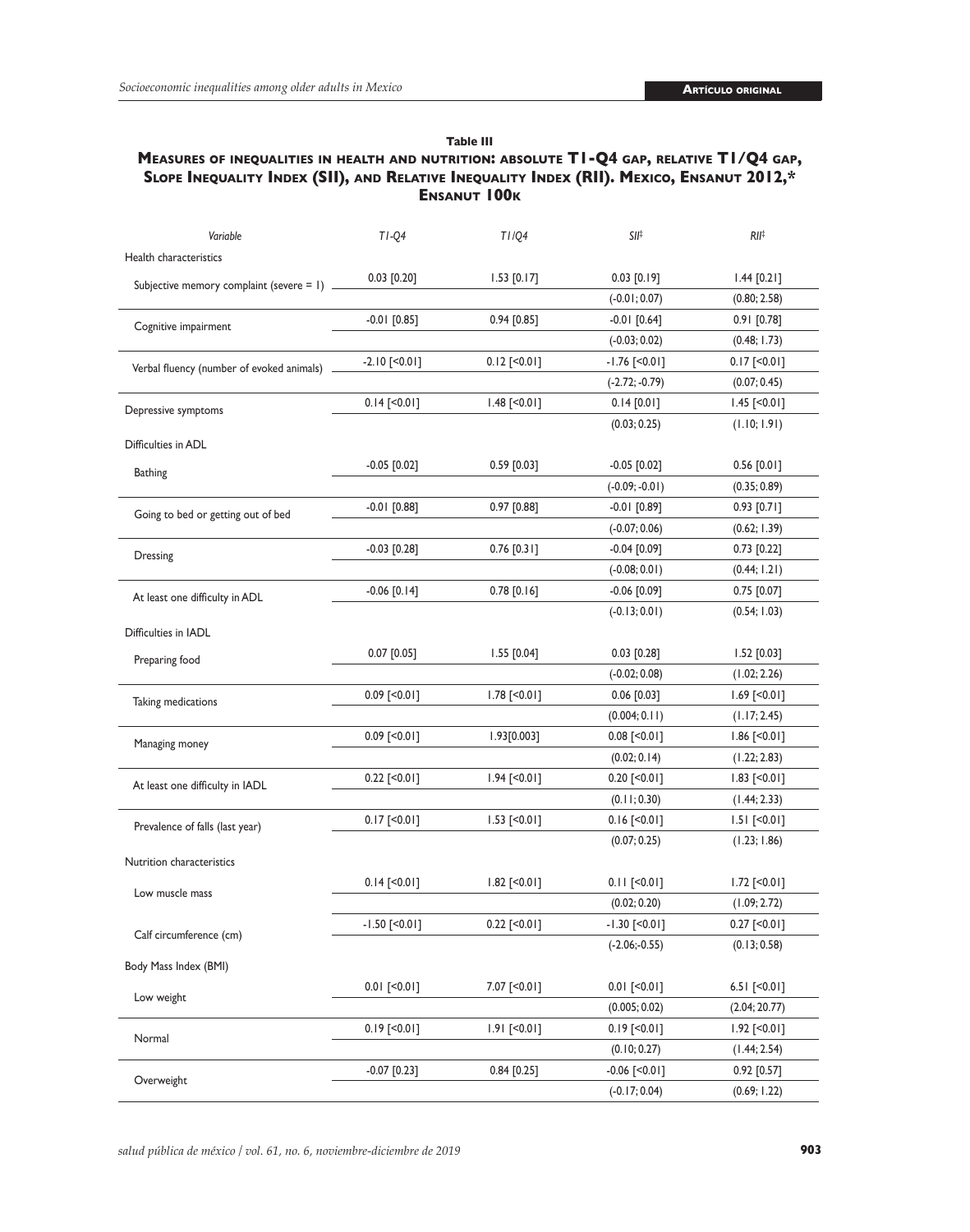**Table III**

**Measures of inequalities in health and nutrition: absolute T1-Q4 gap, relative T1/Q4 gap, Slope Inequality Index (SII), and Relative Inequality Index (RII). Mexico, Ensanut 2012,* Ensanut 100k**

| *Variable* | *T1-Q4* | *T1/Q4* | *SII*‡ | *RII*‡ |
|---|---|---|---|---|
| Health characteristics | | | | |
| Subjective memory complaint (severe = 1) | 0.03 [0.20] | 1.53 [0.17] | 0.03 [0.19] | 1.44 [0.21] |
| | | | (-0.01; 0.07) | (0.80; 2.58) |
| Cognitive impairment | -0.01 [0.85] | 0.94 [0.85] | -0.01 [0.64] | 0.91 [0.78] |
| | | | (-0.03; 0.02) | (0.48; 1.73) |
| Verbal fluency (number of evoked animals) | -2.10 [<0.01] | 0.12 [<0.01] | -1.76 [<0.01] | 0.17 [<0.01] |
| | | | (-2.72; -0.79) | (0.07; 0.45) |
| Depressive symptoms | 0.14 [<0.01] | 1.48 [<0.01] | 0.14 [0.01] | 1.45 [<0.01] |
| | | | (0.03; 0.25) | (1.10; 1.91) |
| Difficulties in ADL | | | | |
| Bathing | -0.05 [0.02] | 0.59 [0.03] | -0.05 [0.02] | 0.56 [0.01] |
| | | | (-0.09; -0.01) | (0.35; 0.89) |
| Going to bed or getting out of bed | -0.01 [0.88] | 0.97 [0.88] | -0.01 [0.89] | 0.93 [0.71] |
| | | | (-0.07; 0.06) | (0.62; 1.39) |
| Dressing | -0.03 [0.28] | 0.76 [0.31] | -0.04 [0.09] | 0.73 [0.22] |
| | | | (-0.08; 0.01) | (0.44; 1.21) |
| At least one difficulty in ADL | -0.06 [0.14] | 0.78 [0.16] | -0.06 [0.09] | 0.75 [0.07] |
| | | | (-0.13; 0.01) | (0.54; 1.03) |
| Difficulties in IADL | | | | |
| Preparing food | 0.07 [0.05] | 1.55 [0.04] | 0.03 [0.28] | 1.52 [0.03] |
| | | | (-0.02; 0.08) | (1.02; 2.26) |
| Taking medications | 0.09 [<0.01] | 1.78 [<0.01] | 0.06 [0.03] | 1.69 [<0.01] |
| | | | (0.004; 0.11) | (1.17; 2.45) |
| Managing money | 0.09 [<0.01] | 1.93[0.003] | 0.08 [<0.01] | 1.86 [<0.01] |
| | | | (0.02; 0.14) | (1.22; 2.83) |
| At least one difficulty in IADL | 0.22 [<0.01] | 1.94 [<0.01] | 0.20 [<0.01] | 1.83 [<0.01] |
| | | | (0.11; 0.30) | (1.44; 2.33) |
| Prevalence of falls (last year) | 0.17 [<0.01] | 1.53 [<0.01] | 0.16 [<0.01] | 1.51 [<0.01] |
| | | | (0.07; 0.25) | (1.23; 1.86) |
| Nutrition characteristics | | | | |
| Low muscle mass | 0.14 [<0.01] | 1.82 [<0.01] | 0.11 [<0.01] | 1.72 [<0.01] |
| | | | (0.02; 0.20) | (1.09; 2.72) |
| Calf circumference (cm) | -1.50 [<0.01] | 0.22 [<0.01] | -1.30 [<0.01] | 0.27 [<0.01] |
| | | | (-2.06;-0.55) | (0.13; 0.58) |
| Body Mass Index (BMI) | | | | |
| Low weight | 0.01 [<0.01] | 7.07 [<0.01] | 0.01 [<0.01] | 6.51 [<0.01] |
| | | | (0.005; 0.02) | (2.04; 20.77) |
| Normal | 0.19 [<0.01] | 1.91 [<0.01] | 0.19 [<0.01] | 1.92 [<0.01] |
| | | | (0.10; 0.27) | (1.44; 2.54) |
| Overweight | -0.07 [0.23] | 0.84 [0.25] | -0.06 [<0.01] | 0.92 [0.57] |
| | | | (-0.17; 0.04) | (0.69; 1.22) |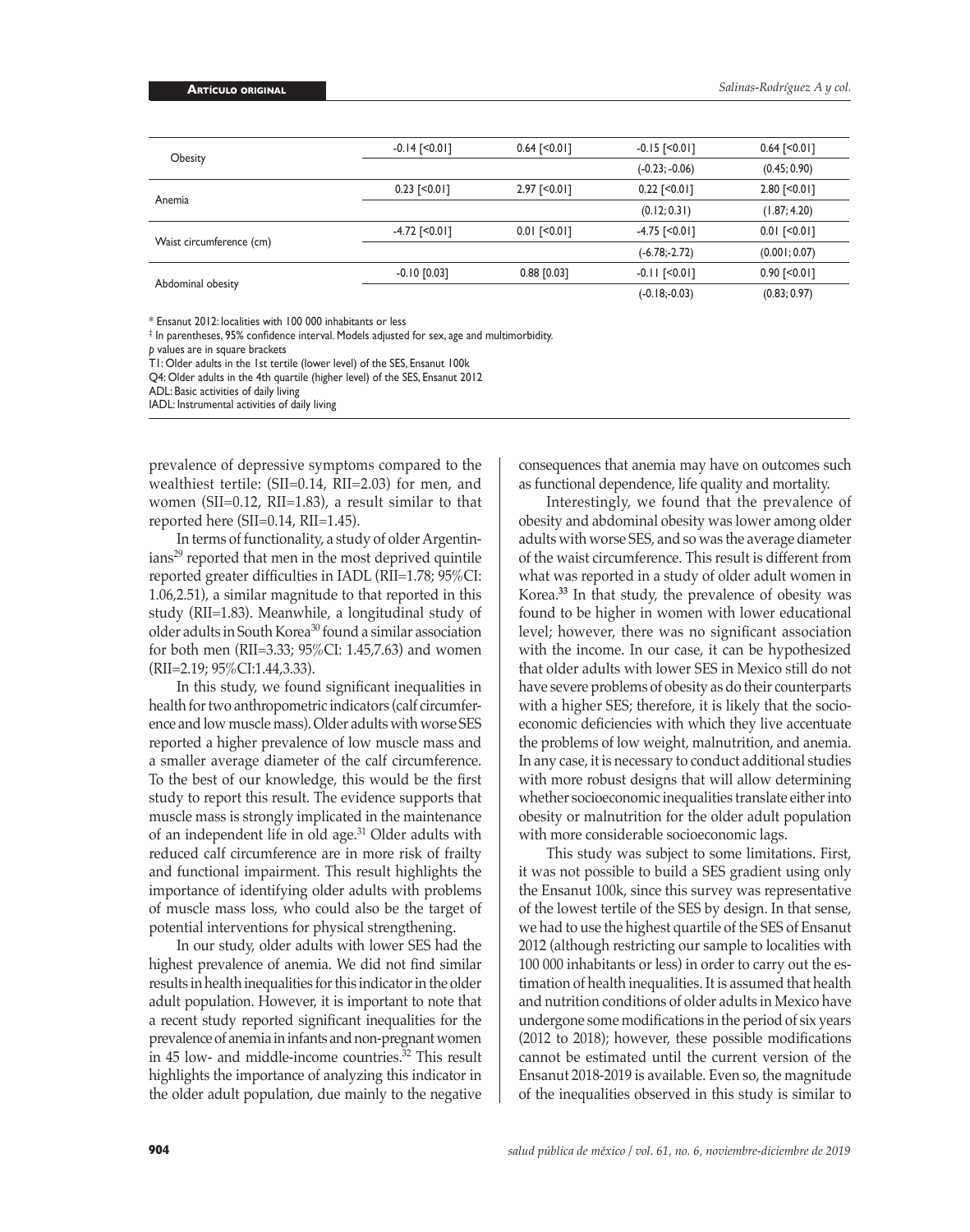| | | | | |
|---|---|---|---|---|
| Obesity | -0.14 [<0.01] | 0.64 [<0.01] | -0.15 [<0.01] | 0.64 [<0.01] |
| | | | (-0.23; -0.06) | (0.45; 0.90) |
| Anemia | 0.23 [<0.01] | 2.97 [<0.01] | 0.22 [<0.01] | 2.80 [<0.01] |
| | | | (0.12; 0.31) | (1.87; 4.20) |
| Waist circumference (cm) | -4.72 [<0.01] | 0.01 [<0.01] | -4.75 [<0.01] | 0.01 [<0.01] |
| | | | (-6.78;-2.72) | (0.001; 0.07) |
| Abdominal obesity | -0.10 [0.03] | 0.88 [0.03] | -0.11 [<0.01] | 0.90 [<0.01] |
| | | | (-0.18;-0.03) | (0.83; 0.97) |

\* Ensanut 2012: localities with 100 000 inhabitants or less

‡ In parentheses, 95% confidence interval. Models adjusted for sex, age and multimorbidity.

*p* values are in square brackets

T1: Older adults in the 1st tertile (lower level) of the SES, Ensanut 100k

Q4: Older adults in the 4th quartile (higher level) of the SES, Ensanut 2012

ADL: Basic activities of daily living

IADL: Instrumental activities of daily living

prevalence of depressive symptoms compared to the wealthiest tertile: (SII=0.14, RII=2.03) for men, and women (SII=0.12, RII=1.83), a result similar to that reported here (SII=0.14, RII=1.45).

In terms of functionality, a study of older Argentinians[29] reported that men in the most deprived quintile reported greater difficulties in IADL (RII=1.78; 95%CI: 1.06,2.51), a similar magnitude to that reported in this study (RII=1.83). Meanwhile, a longitudinal study of older adults in South Korea[30] found a similar association for both men (RII=3.33; 95%CI: 1.45,7.63) and women (RII=2.19; 95%CI:1.44,3.33).

In this study, we found significant inequalities in health for two anthropometric indicators (calf circumference and low muscle mass). Older adults with worse SES reported a higher prevalence of low muscle mass and a smaller average diameter of the calf circumference. To the best of our knowledge, this would be the first study to report this result. The evidence supports that muscle mass is strongly implicated in the maintenance of an independent life in old age.[31] Older adults with reduced calf circumference are in more risk of frailty and functional impairment. This result highlights the importance of identifying older adults with problems of muscle mass loss, who could also be the target of potential interventions for physical strengthening.

In our study, older adults with lower SES had the highest prevalence of anemia. We did not find similar results in health inequalities for this indicator in the older adult population. However, it is important to note that a recent study reported significant inequalities for the prevalence of anemia in infants and non-pregnant women in 45 low- and middle-income countries.[32] This result highlights the importance of analyzing this indicator in the older adult population, due mainly to the negative consequences that anemia may have on outcomes such as functional dependence, life quality and mortality.

Interestingly, we found that the prevalence of obesity and abdominal obesity was lower among older adults with worse SES, and so was the average diameter of the waist circumference. This result is different from what was reported in a study of older adult women in Korea.[33] In that study, the prevalence of obesity was found to be higher in women with lower educational level; however, there was no significant association with the income. In our case, it can be hypothesized that older adults with lower SES in Mexico still do not have severe problems of obesity as do their counterparts with a higher SES; therefore, it is likely that the socioeconomic deficiencies with which they live accentuate the problems of low weight, malnutrition, and anemia. In any case, it is necessary to conduct additional studies with more robust designs that will allow determining whether socioeconomic inequalities translate either into obesity or malnutrition for the older adult population with more considerable socioeconomic lags.

This study was subject to some limitations. First, it was not possible to build a SES gradient using only the Ensanut 100k, since this survey was representative of the lowest tertile of the SES by design. In that sense, we had to use the highest quartile of the SES of Ensanut 2012 (although restricting our sample to localities with 100 000 inhabitants or less) in order to carry out the estimation of health inequalities. It is assumed that health and nutrition conditions of older adults in Mexico have undergone some modifications in the period of six years (2012 to 2018); however, these possible modifications cannot be estimated until the current version of the Ensanut 2018-2019 is available. Even so, the magnitude of the inequalities observed in this study is similar to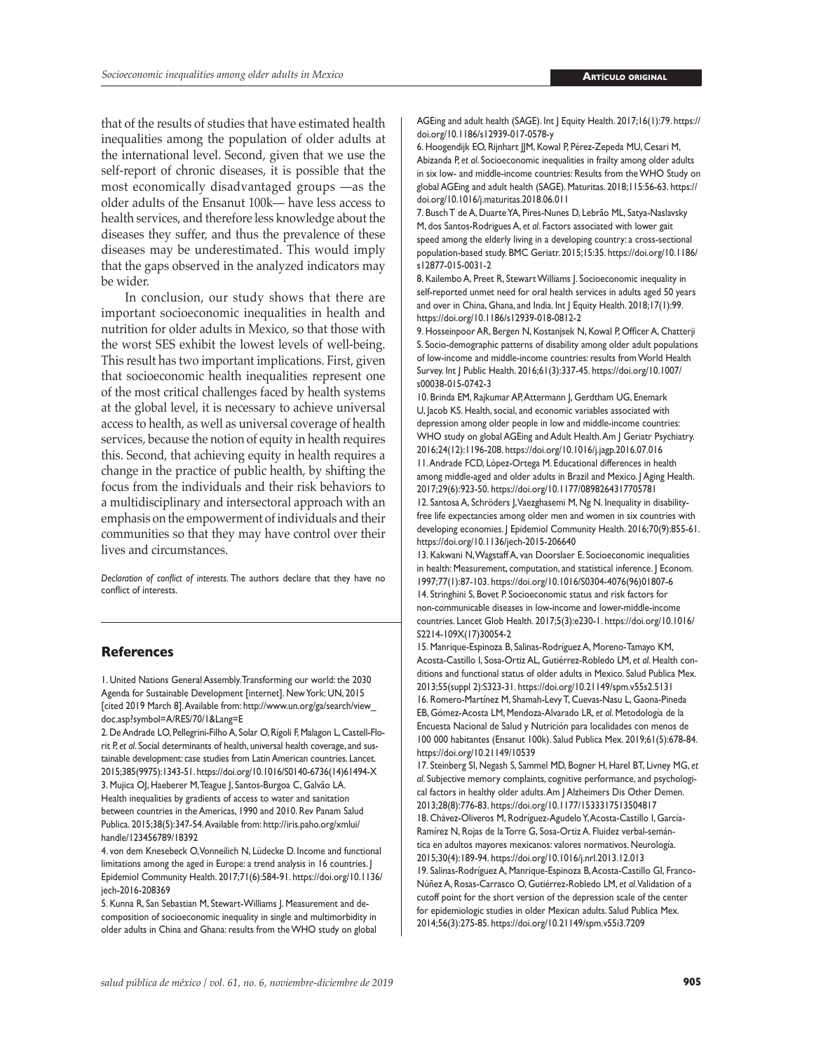that of the results of studies that have estimated health inequalities among the population of older adults at the international level. Second, given that we use the self-report of chronic diseases, it is possible that the most economically disadvantaged groups —as the older adults of the Ensanut 100k— have less access to health services, and therefore less knowledge about the diseases they suffer, and thus the prevalence of these diseases may be underestimated. This would imply that the gaps observed in the analyzed indicators may be wider.

In conclusion, our study shows that there are important socioeconomic inequalities in health and nutrition for older adults in Mexico, so that those with the worst SES exhibit the lowest levels of well-being. This result has two important implications. First, given that socioeconomic health inequalities represent one of the most critical challenges faced by health systems at the global level, it is necessary to achieve universal access to health, as well as universal coverage of health services, because the notion of equity in health requires this. Second, that achieving equity in health requires a change in the practice of public health, by shifting the focus from the individuals and their risk behaviors to a multidisciplinary and intersectoral approach with an emphasis on the empowerment of individuals and their communities so that they may have control over their lives and circumstances.

*Declaration of conflict of interests*. The authors declare that they have no conflict of interests.

## References

1. United Nations General Assembly. Transforming our world: the 2030 Agenda for Sustainable Development [internet]. New York: UN, 2015 [cited 2019 March 8]. Available from: http://www.un.org/ga/search/view_doc.asp?symbol=A/RES/70/1&Lang=E
2. De Andrade LO, Pellegrini-Filho A, Solar O, Rígoli F, Malagon L, Castell-Florit P, *et al*. Social determinants of health, universal health coverage, and sustainable development: case studies from Latin American countries. Lancet. 2015;385(9975):1343-51. https://doi.org/10.1016/S0140-6736(14)61494-X
3. Mujica OJ, Haeberer M, Teague J, Santos-Burgoa C, Galvão LA. Health inequalities by gradients of access to water and sanitation between countries in the Americas, 1990 and 2010. Rev Panam Salud Publica. 2015;38(5):347-54. Available from: http://iris.paho.org/xmlui/handle/123456789/18392
4. von dem Knesebeck O, Vonneilich N, Lüdecke D. Income and functional limitations among the aged in Europe: a trend analysis in 16 countries. J Epidemiol Community Health. 2017;71(6):584-91. https://doi.org/10.1136/jech-2016-208369
5. Kunna R, San Sebastian M, Stewart-Williams J. Measurement and decomposition of socioeconomic inequality in single and multimorbidity in older adults in China and Ghana: results from the WHO study on global AGEing and adult health (SAGE). Int J Equity Health. 2017;16(1):79. https://doi.org/10.1186/s12939-017-0578-y
6. Hoogendijk EO, Rijnhart JJM, Kowal P, Pérez-Zepeda MU, Cesari M, Abizanda P, *et al*. Socioeconomic inequalities in frailty among older adults in six low- and middle-income countries: Results from the WHO Study on global AGEing and adult health (SAGE). Maturitas. 2018;115:56-63. https://doi.org/10.1016/j.maturitas.2018.06.011
7. Busch T de A, Duarte YA, Pires-Nunes D, Lebrão ML, Satya-Naslavsky M, dos Santos-Rodrigues A, *et al*. Factors associated with lower gait speed among the elderly living in a developing country: a cross-sectional population-based study. BMC Geriatr. 2015;15:35. https://doi.org/10.1186/s12877-015-0031-2
8. Kailembo A, Preet R, Stewart Williams J. Socioeconomic inequality in self-reported unmet need for oral health services in adults aged 50 years and over in China, Ghana, and India. Int J Equity Health. 2018;17(1):99. https://doi.org/10.1186/s12939-018-0812-2
9. Hosseinpoor AR, Bergen N, Kostanjsek N, Kowal P, Officer A, Chatterji S. Socio-demographic patterns of disability among older adult populations of low-income and middle-income countries: results from World Health Survey. Int J Public Health. 2016;61(3):337-45. https://doi.org/10.1007/s00038-015-0742-3
10. Brinda EM, Rajkumar AP, Attermann J, Gerdtham UG, Enemark U, Jacob KS. Health, social, and economic variables associated with depression among older people in low and middle-income countries: WHO study on global AGEing and Adult Health. Am J Geriatr Psychiatry. 2016;24(12):1196-208. https://doi.org/10.1016/j.jagp.2016.07.016
11. Andrade FCD, López-Ortega M. Educational differences in health among middle-aged and older adults in Brazil and Mexico. J Aging Health. 2017;29(6):923-50. https://doi.org/10.1177/0898264317705781
12. Santosa A, Schröders J, Vaezghasemi M, Ng N. Inequality in disability-free life expectancies among older men and women in six countries with developing economies. J Epidemiol Community Health. 2016;70(9):855-61. https://doi.org/10.1136/jech-2015-206640
13. Kakwani N, Wagstaff A, van Doorslaer E. Socioeconomic inequalities in health: Measurement, computation, and statistical inference. J Econom. 1997;77(1):87-103. https://doi.org/10.1016/S0304-4076(96)01807-6
14. Stringhini S, Bovet P. Socioeconomic status and risk factors for non-communicable diseases in low-income and lower-middle-income countries. Lancet Glob Health. 2017;5(3):e230-1. https://doi.org/10.1016/S2214-109X(17)30054-2
15. Manrique-Espinoza B, Salinas-Rodríguez A, Moreno-Tamayo KM, Acosta-Castillo I, Sosa-Ortiz AL, Gutiérrez-Robledo LM, *et al*. Health conditions and functional status of older adults in Mexico. Salud Publica Mex. 2013;55(suppl 2):S323-31. https://doi.org/10.21149/spm.v55s2.5131
16. Romero-Martínez M, Shamah-Levy T, Cuevas-Nasu L, Gaona-Pineda EB, Gómez-Acosta LM, Mendoza-Alvarado LR, *et al*. Metodología de la Encuesta Nacional de Salud y Nutrición para localidades con menos de 100 000 habitantes (Ensanut 100k). Salud Publica Mex. 2019;61(5):678-84. https://doi.org/10.21149/10539
17. Steinberg SI, Negash S, Sammel MD, Bogner H, Harel BT, Livney MG, *et al*. Subjective memory complaints, cognitive performance, and psychological factors in healthy older adults. Am J Alzheimers Dis Other Demen. 2013;28(8):776-83. https://doi.org/10.1177/1533317513504817
18. Chávez-Oliveros M, Rodríguez-Agudelo Y, Acosta-Castillo I, García-Ramírez N, Rojas de la Torre G, Sosa-Ortiz A. Fluidez verbal-semántica en adultos mayores mexicanos: valores normativos. Neurología. 2015;30(4):189-94. https://doi.org/10.1016/j.nrl.2013.12.013
19. Salinas-Rodríguez A, Manrique-Espinoza B, Acosta-Castillo GI, Franco-Núñez A, Rosas-Carrasco O, Gutiérrez-Robledo LM, *et al*. Validation of a cutoff point for the short version of the depression scale of the center for epidemiologic studies in older Mexican adults. Salud Publica Mex. 2014;56(3):275-85. https://doi.org/10.21149/spm.v55i3.7209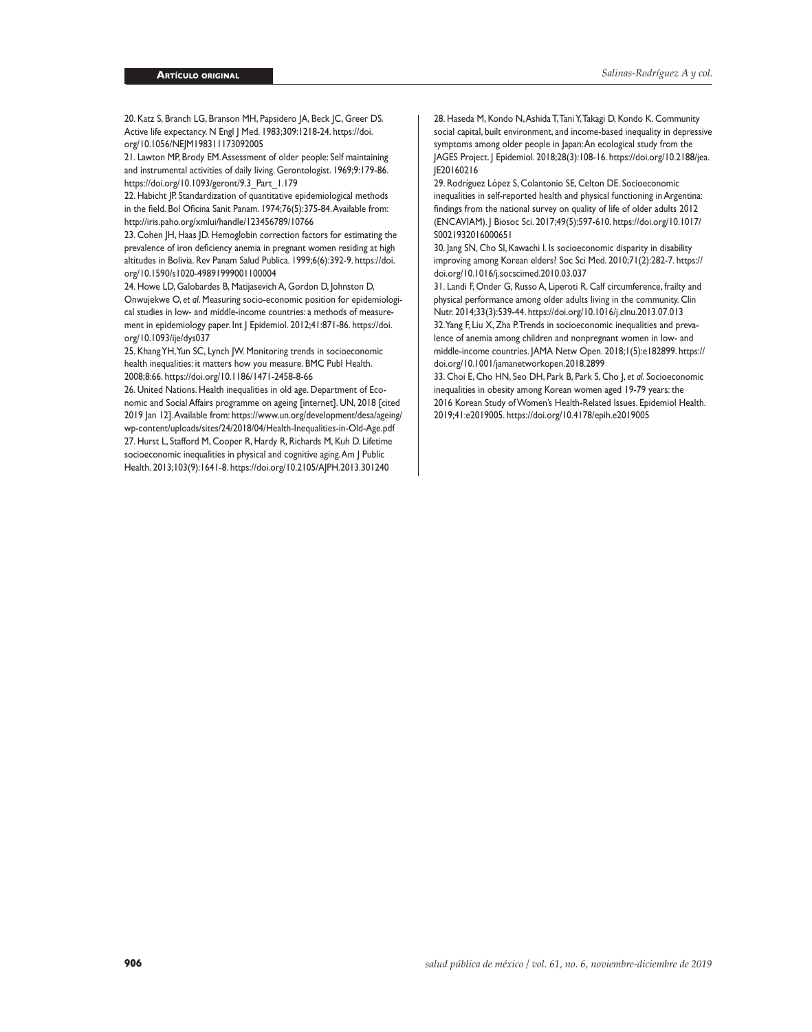20. Katz S, Branch LG, Branson MH, Papsidero JA, Beck JC, Greer DS. Active life expectancy. N Engl J Med. 1983;309:1218-24. https://doi.org/10.1056/NEJM198311173092005

21. Lawton MP, Brody EM. Assessment of older people: Self maintaining and instrumental activities of daily living. Gerontologist. 1969;9:179-86. https://doi.org/10.1093/geront/9.3_Part_1.179

22. Habicht JP. Standardization of quantitative epidemiological methods in the field. Bol Oficina Sanit Panam. 1974;76(5):375-84. Available from: http://iris.paho.org/xmlui/handle/123456789/10766

23. Cohen JH, Haas JD. Hemoglobin correction factors for estimating the prevalence of iron deficiency anemia in pregnant women residing at high altitudes in Bolivia. Rev Panam Salud Publica. 1999;6(6):392-9. https://doi.org/10.1590/s1020-49891999001100004

24. Howe LD, Galobardes B, Matijasevich A, Gordon D, Johnston D, Onwujekwe O, *et al*. Measuring socio-economic position for epidemiological studies in low- and middle-income countries: a methods of measurement in epidemiology paper. Int J Epidemiol. 2012;41:871-86. https://doi.org/10.1093/ije/dys037

25. Khang YH, Yun SC, Lynch JW. Monitoring trends in socioeconomic health inequalities: it matters how you measure. BMC Publ Health. 2008;8:66. https://doi.org/10.1186/1471-2458-8-66

26. United Nations. Health inequalities in old age. Department of Economic and Social Affairs programme on ageing [internet]. UN, 2018 [cited 2019 Jan 12]. Available from: https://www.un.org/development/desa/ageing/wp-content/uploads/sites/24/2018/04/Health-Inequalities-in-Old-Age.pdf

27. Hurst L, Stafford M, Cooper R, Hardy R, Richards M, Kuh D. Lifetime socioeconomic inequalities in physical and cognitive aging. Am J Public Health. 2013;103(9):1641-8. https://doi.org/10.2105/AJPH.2013.301240

28. Haseda M, Kondo N, Ashida T, Tani Y, Takagi D, Kondo K. Community social capital, built environment, and income-based inequality in depressive symptoms among older people in Japan: An ecological study from the JAGES Project. J Epidemiol. 2018;28(3):108-16. https://doi.org/10.2188/jea.JE20160216

29. Rodríguez López S, Colantonio SE, Celton DE. Socioeconomic inequalities in self-reported health and physical functioning in Argentina: findings from the national survey on quality of life of older adults 2012 (ENCAVIAM). J Biosoc Sci. 2017;49(5):597-610. https://doi.org/10.1017/S0021932016000651

30. Jang SN, Cho SI, Kawachi I. Is socioeconomic disparity in disability improving among Korean elders? Soc Sci Med. 2010;71(2):282-7. https://doi.org/10.1016/j.socscimed.2010.03.037

31. Landi F, Onder G, Russo A, Liperoti R. Calf circumference, frailty and physical performance among older adults living in the community. Clin Nutr. 2014;33(3):539-44. https://doi.org/10.1016/j.clnu.2013.07.013

32. Yang F, Liu X, Zha P. Trends in socioeconomic inequalities and prevalence of anemia among children and nonpregnant women in low- and middle-income countries. JAMA Netw Open. 2018;1(5):e182899. https://doi.org/10.1001/jamanetworkopen.2018.2899

33. Choi E, Cho HN, Seo DH, Park B, Park S, Cho J, *et al*. Socioeconomic inequalities in obesity among Korean women aged 19-79 years: the 2016 Korean Study of Women's Health-Related Issues. Epidemiol Health. 2019;41:e2019005. https://doi.org/10.4178/epih.e2019005